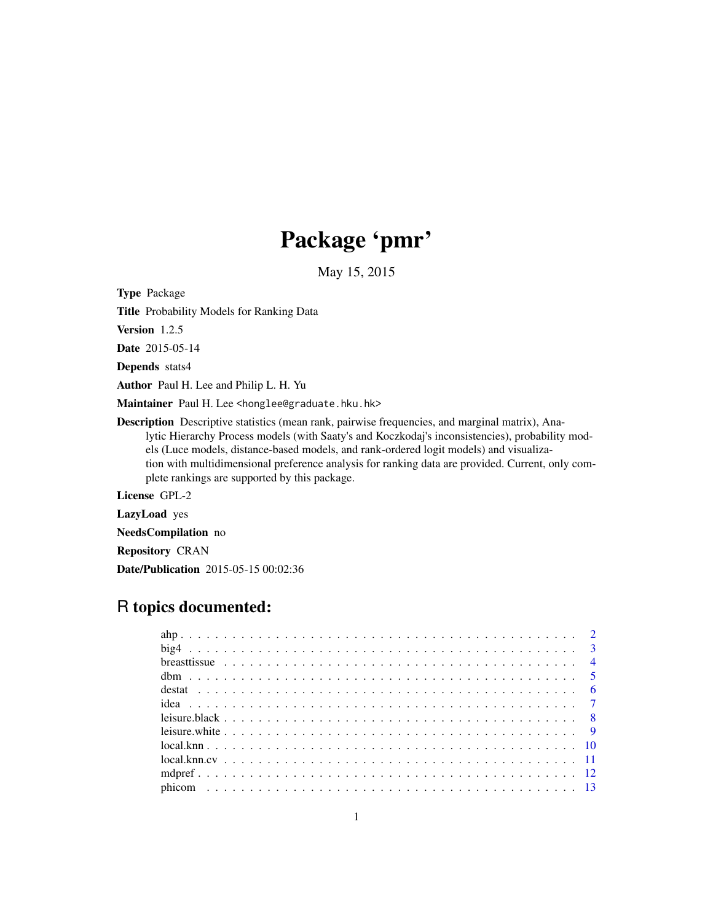# Package 'pmr'

May 15, 2015

**Type** Package

**Title** Probability Models for Ranking Data

**Version** 1.2.5

**Date** 2015-05-14

**Depends** stats4

**Author** Paul H. Lee and Philip L. H. Yu

**Maintainer** Paul H. Lee <honglee@graduate.hku.hk>

**Description** Descriptive statistics (mean rank, pairwise frequencies, and marginal matrix), Analytic Hierarchy Process models (with Saaty's and Koczkodaj's inconsistencies), probability models (Luce models, distance-based models, and rank-ordered logit models) and visualization with multidimensional preference analysis for ranking data are provided. Current, only complete rankings are supported by this package.

**License** GPL-2

**LazyLoad** yes

**NeedsCompilation** no

**Repository** CRAN

**Date/Publication** 2015-05-15 00:02:36

## R topics documented:

| | |
|---|---|
| ahp | 2 |
| big4 | 3 |
| breasttissue | 4 |
| dbm | 5 |
| destat | 6 |
| idea | 7 |
| leisure.black | 8 |
| leisure.white | 9 |
| local.knn | 10 |
| local.knn.cv | 11 |
| mdpref | 12 |
| phicom | 13 |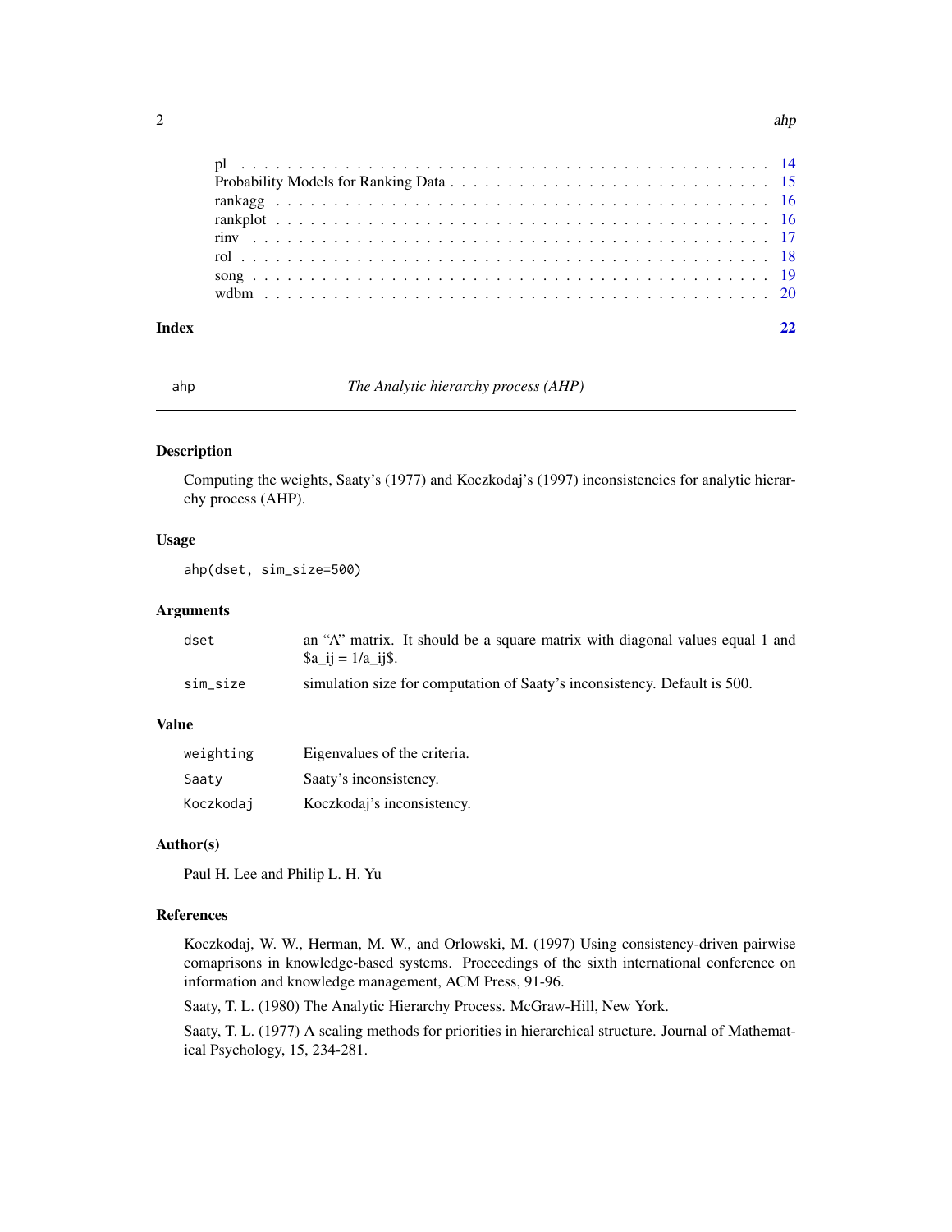pl . . . . . . . . . . . . . . . . . . . . . . . . . . . . . . . . . . . . . . . . . . . 14
Probability Models for Ranking Data . . . . . . . . . . . . . . . . . . . . . . . . . 15
rankagg . . . . . . . . . . . . . . . . . . . . . . . . . . . . . . . . . . . . . . . . 16
rankplot . . . . . . . . . . . . . . . . . . . . . . . . . . . . . . . . . . . . . . . . 16
rinv . . . . . . . . . . . . . . . . . . . . . . . . . . . . . . . . . . . . . . . . . 17
rol . . . . . . . . . . . . . . . . . . . . . . . . . . . . . . . . . . . . . . . . . . 18
song . . . . . . . . . . . . . . . . . . . . . . . . . . . . . . . . . . . . . . . . . 19
wdbm . . . . . . . . . . . . . . . . . . . . . . . . . . . . . . . . . . . . . . . . . 20

**Index** **22**

---

## ahp — *The Analytic hierarchy process (AHP)*

### Description

Computing the weights, Saaty's (1977) and Koczkodaj's (1997) inconsistencies for analytic hierarchy process (AHP).

### Usage

```
ahp(dset, sim_size=500)
```

### Arguments

| | |
|---|---|
| `dset` | an "A" matrix. It should be a square matrix with diagonal values equal 1 and $a_ij = 1/a_ij$. |
| `sim_size` | simulation size for computation of Saaty's inconsistency. Default is 500. |

### Value

| | |
|---|---|
| `weighting` | Eigenvalues of the criteria. |
| `Saaty` | Saaty's inconsistency. |
| `Koczkodaj` | Koczkodaj's inconsistency. |

### Author(s)

Paul H. Lee and Philip L. H. Yu

### References

Koczkodaj, W. W., Herman, M. W., and Orlowski, M. (1997) Using consistency-driven pairwise comaprisons in knowledge-based systems. Proceedings of the sixth international conference on information and knowledge management, ACM Press, 91-96.

Saaty, T. L. (1980) The Analytic Hierarchy Process. McGraw-Hill, New York.

Saaty, T. L. (1977) A scaling methods for priorities in hierarchical structure. Journal of Mathematical Psychology, 15, 234-281.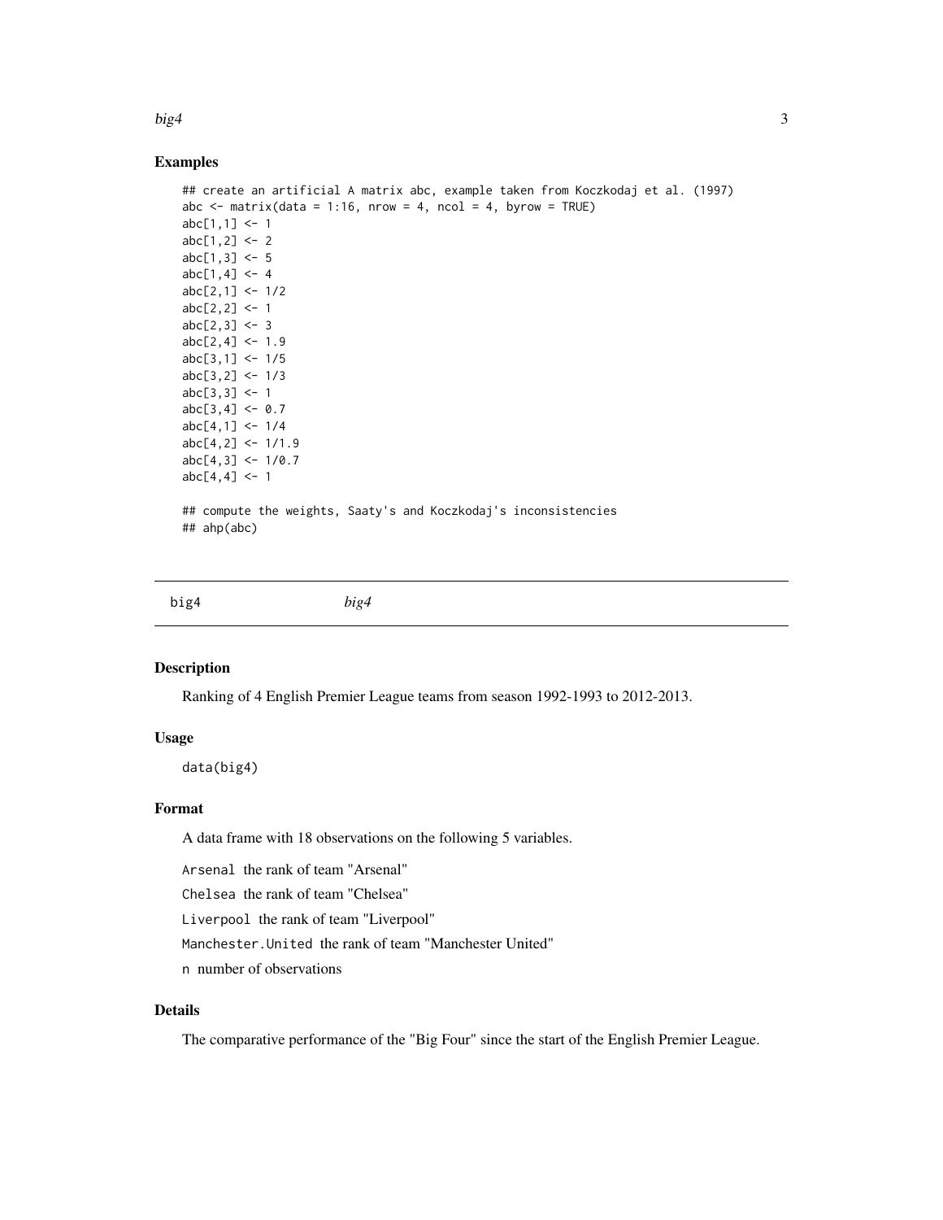## Examples

```
## create an artificial A matrix abc, example taken from Koczkodaj et al. (1997)
abc <- matrix(data = 1:16, nrow = 4, ncol = 4, byrow = TRUE)
abc[1,1] <- 1
abc[1,2] <- 2
abc[1,3] <- 5
abc[1,4] <- 4
abc[2,1] <- 1/2
abc[2,2] <- 1
abc[2,3] <- 3
abc[2,4] <- 1.9
abc[3,1] <- 1/5
abc[3,2] <- 1/3
abc[3,3] <- 1
abc[3,4] <- 0.7
abc[4,1] <- 1/4
abc[4,2] <- 1/1.9
abc[4,3] <- 1/0.7
abc[4,4] <- 1

## compute the weights, Saaty's and Koczkodaj's inconsistencies
## ahp(abc)
```

---

# big4 *big4*

---

## Description

Ranking of 4 English Premier League teams from season 1992-1993 to 2012-2013.

## Usage

```
data(big4)
```

## Format

A data frame with 18 observations on the following 5 variables.

`Arsenal` the rank of team "Arsenal"

`Chelsea` the rank of team "Chelsea"

`Liverpool` the rank of team "Liverpool"

`Manchester.United` the rank of team "Manchester United"

`n` number of observations

## Details

The comparative performance of the "Big Four" since the start of the English Premier League.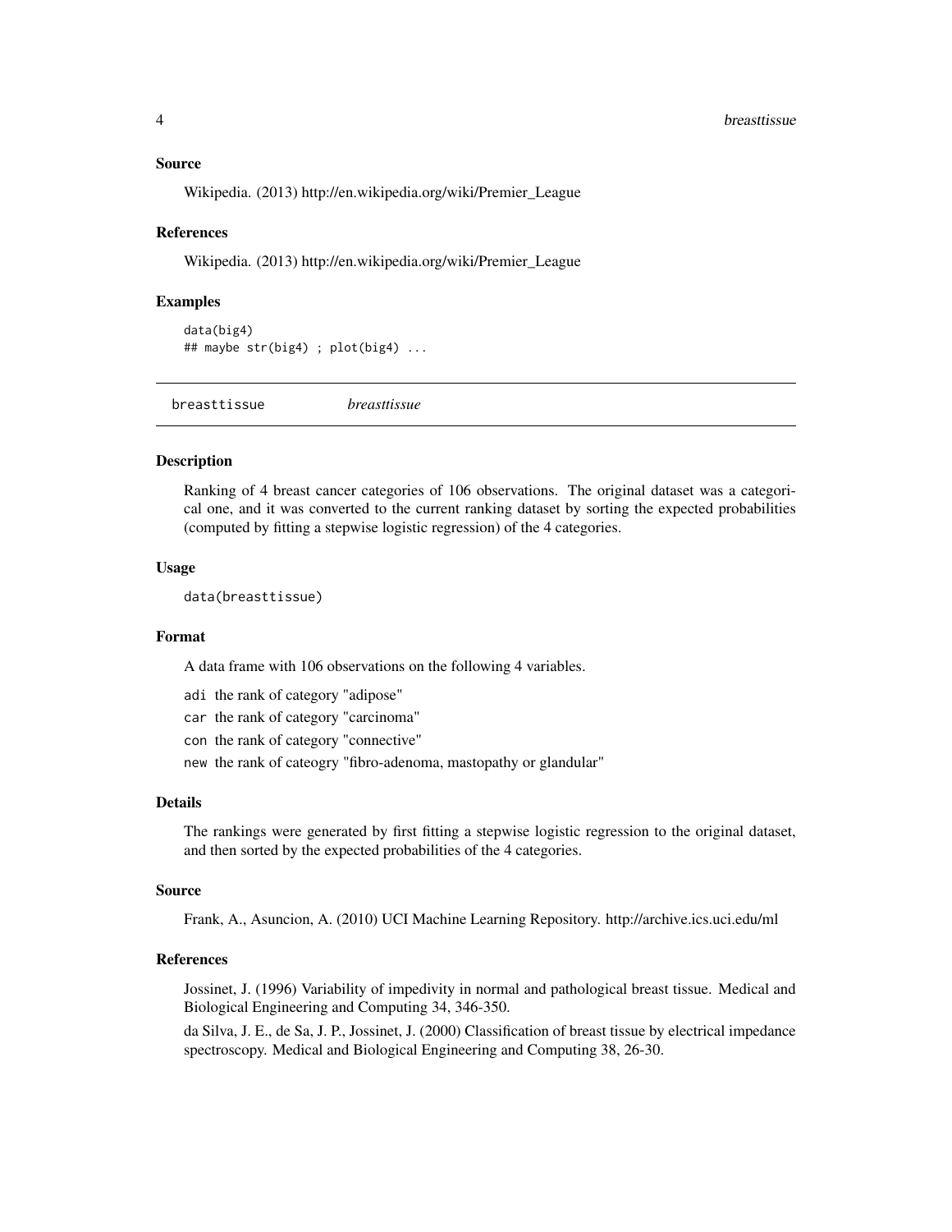### Source

Wikipedia. (2013) http://en.wikipedia.org/wiki/Premier_League

### References

Wikipedia. (2013) http://en.wikipedia.org/wiki/Premier_League

### Examples

```
data(big4)
## maybe str(big4) ; plot(big4) ...
```

---

## breasttissue *breasttissue*

---

### Description

Ranking of 4 breast cancer categories of 106 observations. The original dataset was a categorical one, and it was converted to the current ranking dataset by sorting the expected probabilities (computed by fitting a stepwise logistic regression) of the 4 categories.

### Usage

```
data(breasttissue)
```

### Format

A data frame with 106 observations on the following 4 variables.

- `adi` the rank of category "adipose"
- `car` the rank of category "carcinoma"
- `con` the rank of category "connective"
- `new` the rank of cateogry "fibro-adenoma, mastopathy or glandular"

### Details

The rankings were generated by first fitting a stepwise logistic regression to the original dataset, and then sorted by the expected probabilities of the 4 categories.

### Source

Frank, A., Asuncion, A. (2010) UCI Machine Learning Repository. http://archive.ics.uci.edu/ml

### References

Jossinet, J. (1996) Variability of impedivity in normal and pathological breast tissue. Medical and Biological Engineering and Computing 34, 346-350.

da Silva, J. E., de Sa, J. P., Jossinet, J. (2000) Classification of breast tissue by electrical impedance spectroscopy. Medical and Biological Engineering and Computing 38, 26-30.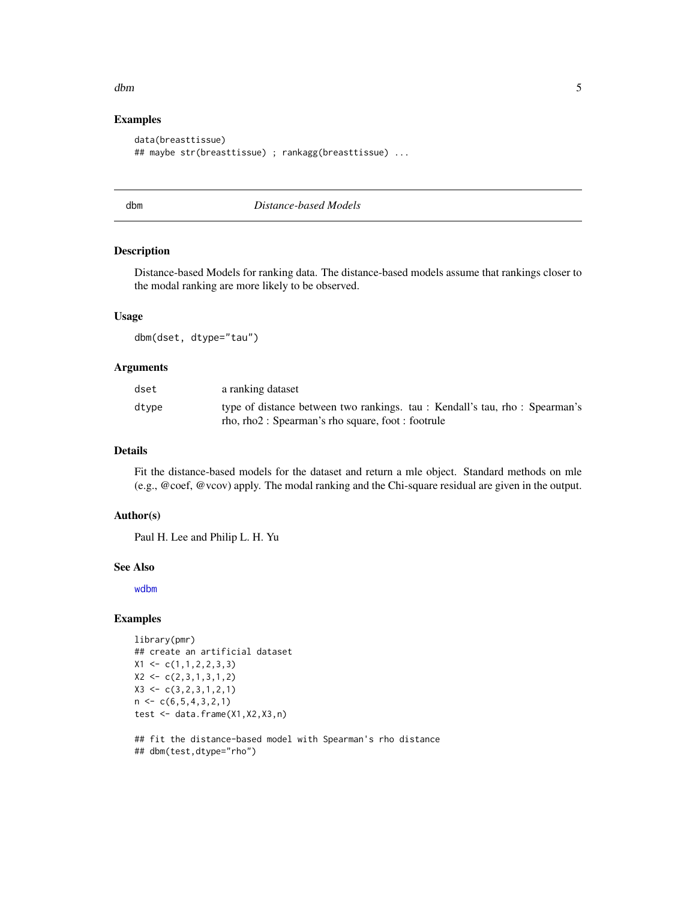### Examples

```
data(breasttissue)
## maybe str(breasttissue) ; rankagg(breasttissue) ...
```

---

## dbm — *Distance-based Models*

### Description

Distance-based Models for ranking data. The distance-based models assume that rankings closer to the modal ranking are more likely to be observed.

### Usage

```
dbm(dset, dtype="tau")
```

### Arguments

| | |
|---|---|
| dset | a ranking dataset |
| dtype | type of distance between two rankings. tau : Kendall's tau, rho : Spearman's rho, rho2 : Spearman's rho square, foot : footrule |

### Details

Fit the distance-based models for the dataset and return a mle object. Standard methods on mle (e.g., @coef, @vcov) apply. The modal ranking and the Chi-square residual are given in the output.

### Author(s)

Paul H. Lee and Philip L. H. Yu

### See Also

wdbm

### Examples

```
library(pmr)
## create an artificial dataset
X1 <- c(1,1,2,2,3,3)
X2 <- c(2,3,1,3,1,2)
X3 <- c(3,2,3,1,2,1)
n <- c(6,5,4,3,2,1)
test <- data.frame(X1,X2,X3,n)

## fit the distance-based model with Spearman's rho distance
## dbm(test,dtype="rho")
```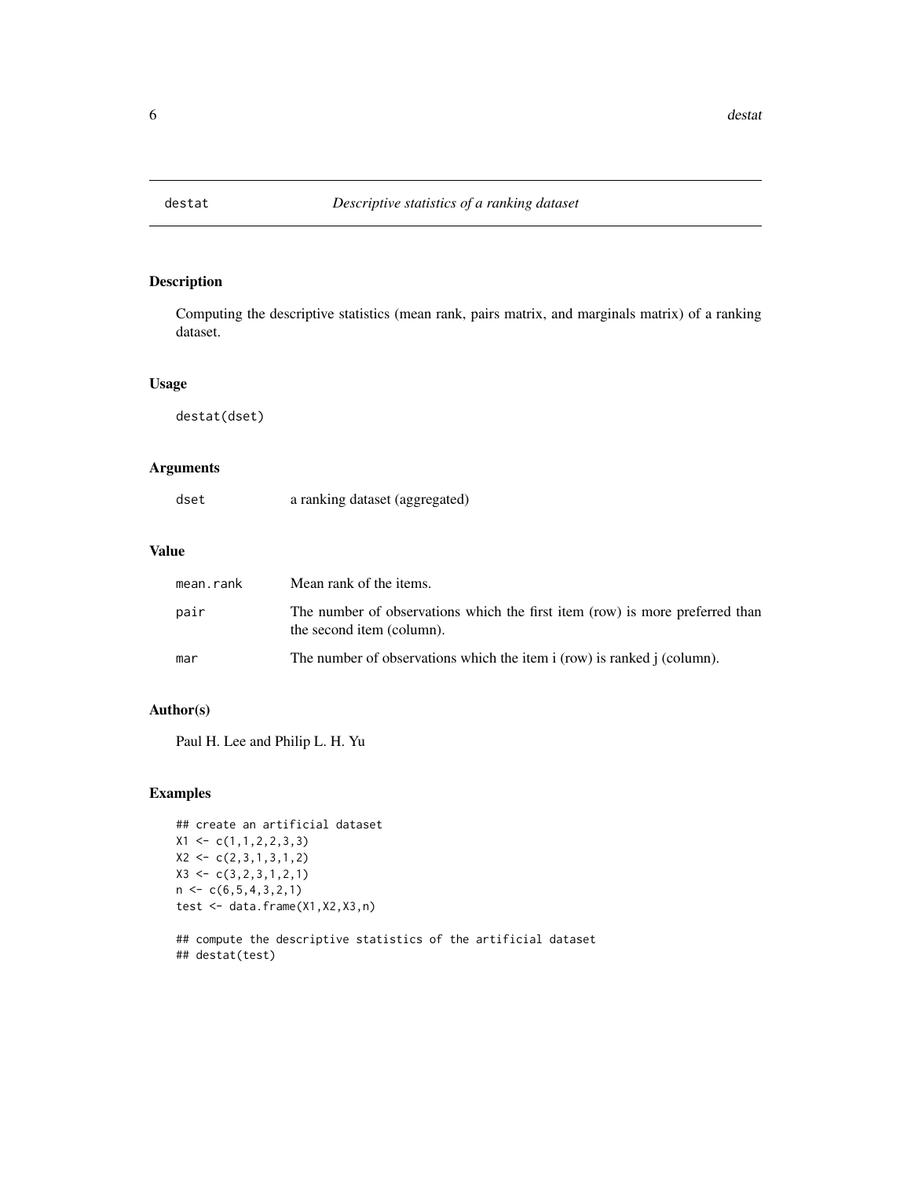# destat — *Descriptive statistics of a ranking dataset*

## Description

Computing the descriptive statistics (mean rank, pairs matrix, and marginals matrix) of a ranking dataset.

## Usage

```
destat(dset)
```

## Arguments

| | |
|---|---|
| dset | a ranking dataset (aggregated) |

## Value

| | |
|---|---|
| mean.rank | Mean rank of the items. |
| pair | The number of observations which the first item (row) is more preferred than the second item (column). |
| mar | The number of observations which the item i (row) is ranked j (column). |

## Author(s)

Paul H. Lee and Philip L. H. Yu

## Examples

```
## create an artificial dataset
X1 <- c(1,1,2,2,3,3)
X2 <- c(2,3,1,3,1,2)
X3 <- c(3,2,3,1,2,1)
n <- c(6,5,4,3,2,1)
test <- data.frame(X1,X2,X3,n)

## compute the descriptive statistics of the artificial dataset
## destat(test)
```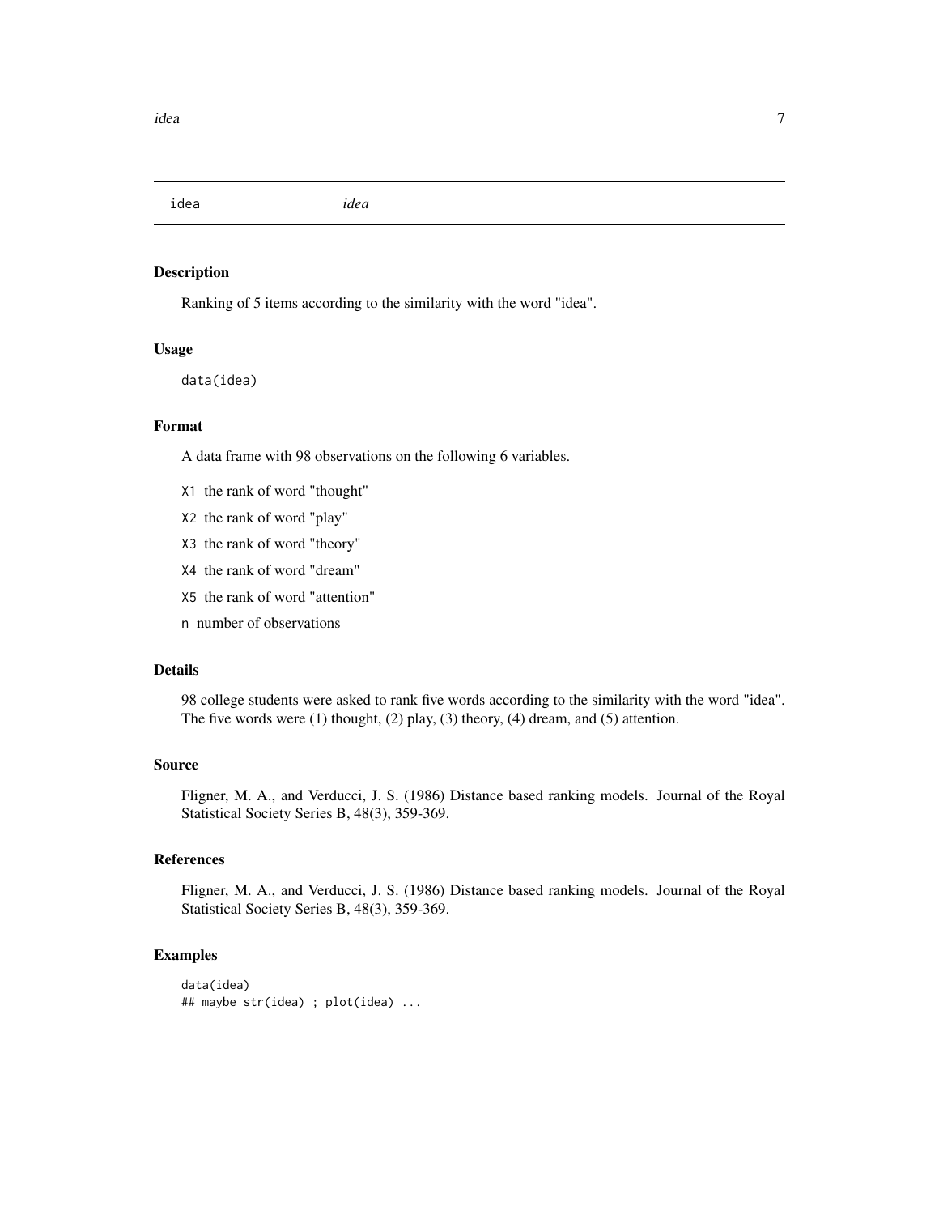idea *idea*

### Description

Ranking of 5 items according to the similarity with the word "idea".

### Usage

```
data(idea)
```

### Format

A data frame with 98 observations on the following 6 variables.

- `X1` the rank of word "thought"
- `X2` the rank of word "play"
- `X3` the rank of word "theory"
- `X4` the rank of word "dream"
- `X5` the rank of word "attention"
- `n` number of observations

### Details

98 college students were asked to rank five words according to the similarity with the word "idea". The five words were (1) thought, (2) play, (3) theory, (4) dream, and (5) attention.

### Source

Fligner, M. A., and Verducci, J. S. (1986) Distance based ranking models. Journal of the Royal Statistical Society Series B, 48(3), 359-369.

### References

Fligner, M. A., and Verducci, J. S. (1986) Distance based ranking models. Journal of the Royal Statistical Society Series B, 48(3), 359-369.

### Examples

```
data(idea)
## maybe str(idea) ; plot(idea) ...
```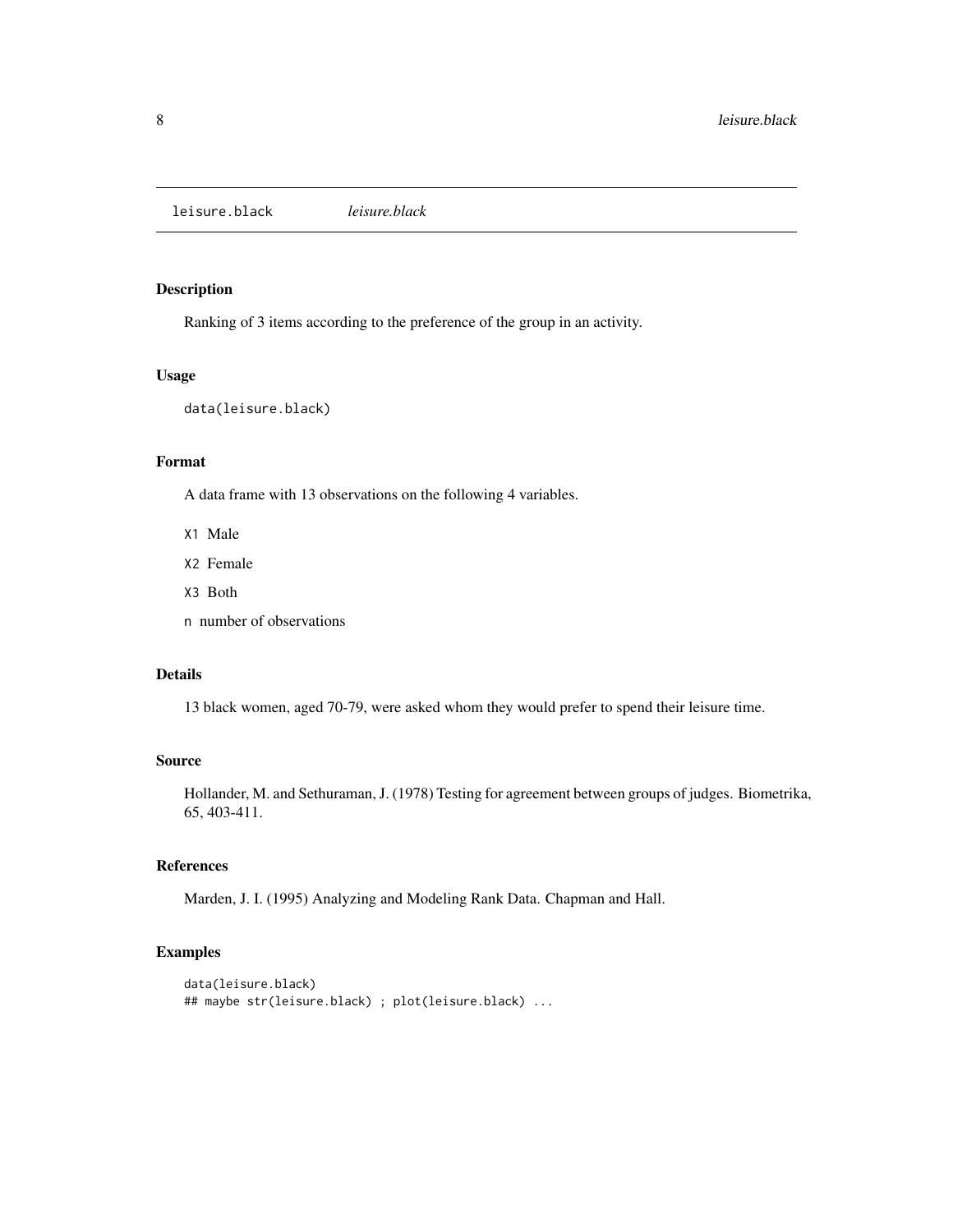leisure.black *leisure.black*

## Description

Ranking of 3 items according to the preference of the group in an activity.

## Usage

```
data(leisure.black)
```

## Format

A data frame with 13 observations on the following 4 variables.

- `X1` Male
- `X2` Female
- `X3` Both
- `n` number of observations

## Details

13 black women, aged 70-79, were asked whom they would prefer to spend their leisure time.

## Source

Hollander, M. and Sethuraman, J. (1978) Testing for agreement between groups of judges. Biometrika, 65, 403-411.

## References

Marden, J. I. (1995) Analyzing and Modeling Rank Data. Chapman and Hall.

## Examples

```
data(leisure.black)
## maybe str(leisure.black) ; plot(leisure.black) ...
```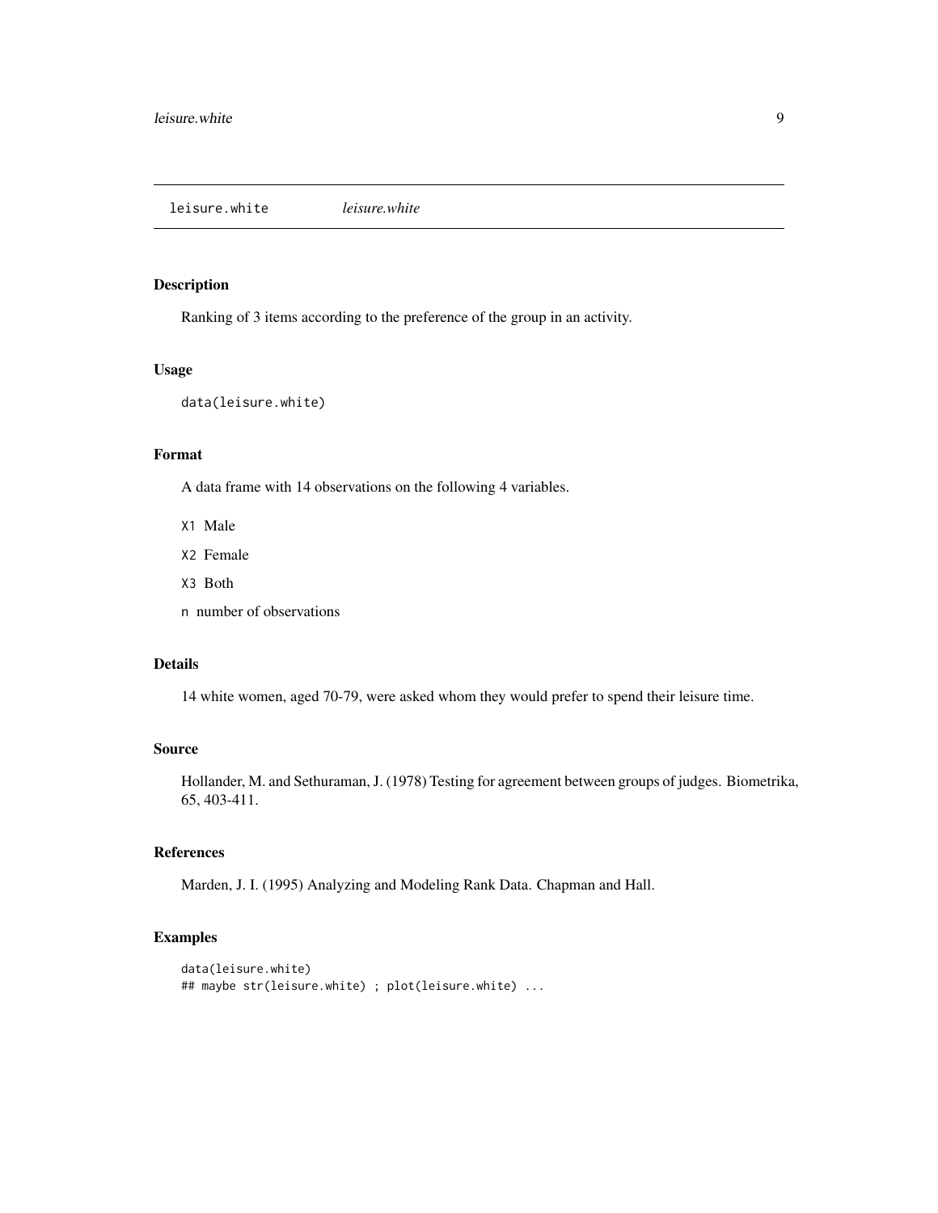## leisure.white *leisure.white*

### Description

Ranking of 3 items according to the preference of the group in an activity.

### Usage

```
data(leisure.white)
```

### Format

A data frame with 14 observations on the following 4 variables.

- X1 Male
- X2 Female
- X3 Both
- n number of observations

### Details

14 white women, aged 70-79, were asked whom they would prefer to spend their leisure time.

### Source

Hollander, M. and Sethuraman, J. (1978) Testing for agreement between groups of judges. Biometrika, 65, 403-411.

### References

Marden, J. I. (1995) Analyzing and Modeling Rank Data. Chapman and Hall.

### Examples

```
data(leisure.white)
## maybe str(leisure.white) ; plot(leisure.white) ...
```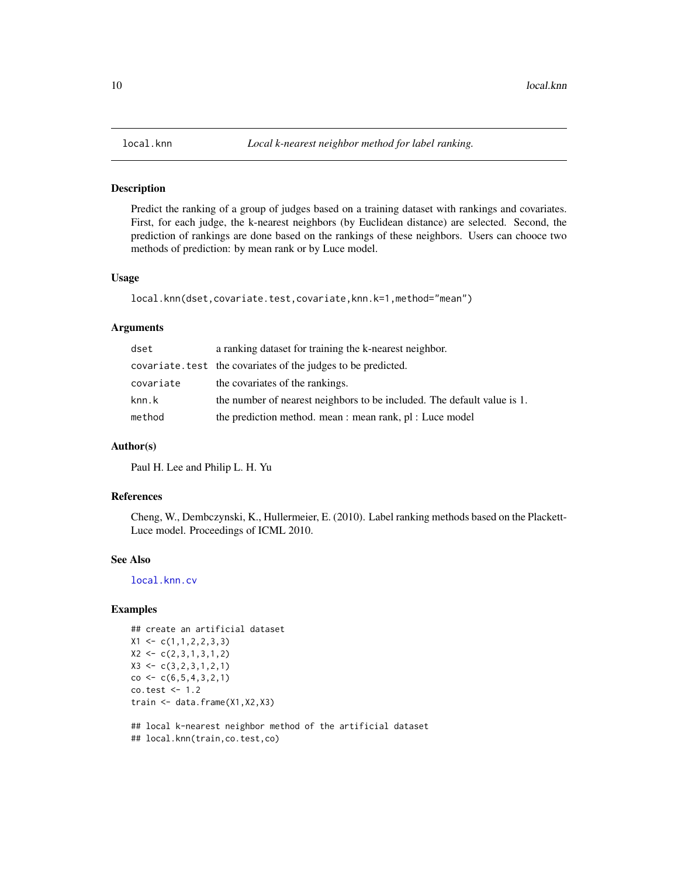# local.knn — *Local k-nearest neighbor method for label ranking.*

## Description

Predict the ranking of a group of judges based on a training dataset with rankings and covariates. First, for each judge, the k-nearest neighbors (by Euclidean distance) are selected. Second, the prediction of rankings are done based on the rankings of these neighbors. Users can chooce two methods of prediction: by mean rank or by Luce model.

## Usage

```
local.knn(dset,covariate.test,covariate,knn.k=1,method="mean")
```

## Arguments

| | |
|---|---|
| dset | a ranking dataset for training the k-nearest neighbor. |
| covariate.test | the covariates of the judges to be predicted. |
| covariate | the covariates of the rankings. |
| knn.k | the number of nearest neighbors to be included. The default value is 1. |
| method | the prediction method. mean : mean rank, pl : Luce model |

## Author(s)

Paul H. Lee and Philip L. H. Yu

## References

Cheng, W., Dembczynski, K., Hullermeier, E. (2010). Label ranking methods based on the Plackett-Luce model. Proceedings of ICML 2010.

## See Also

local.knn.cv

## Examples

```
## create an artificial dataset
X1 <- c(1,1,2,2,3,3)
X2 <- c(2,3,1,3,1,2)
X3 <- c(3,2,3,1,2,1)
co <- c(6,5,4,3,2,1)
co.test <- 1.2
train <- data.frame(X1,X2,X3)

## local k-nearest neighbor method of the artificial dataset
## local.knn(train,co.test,co)
```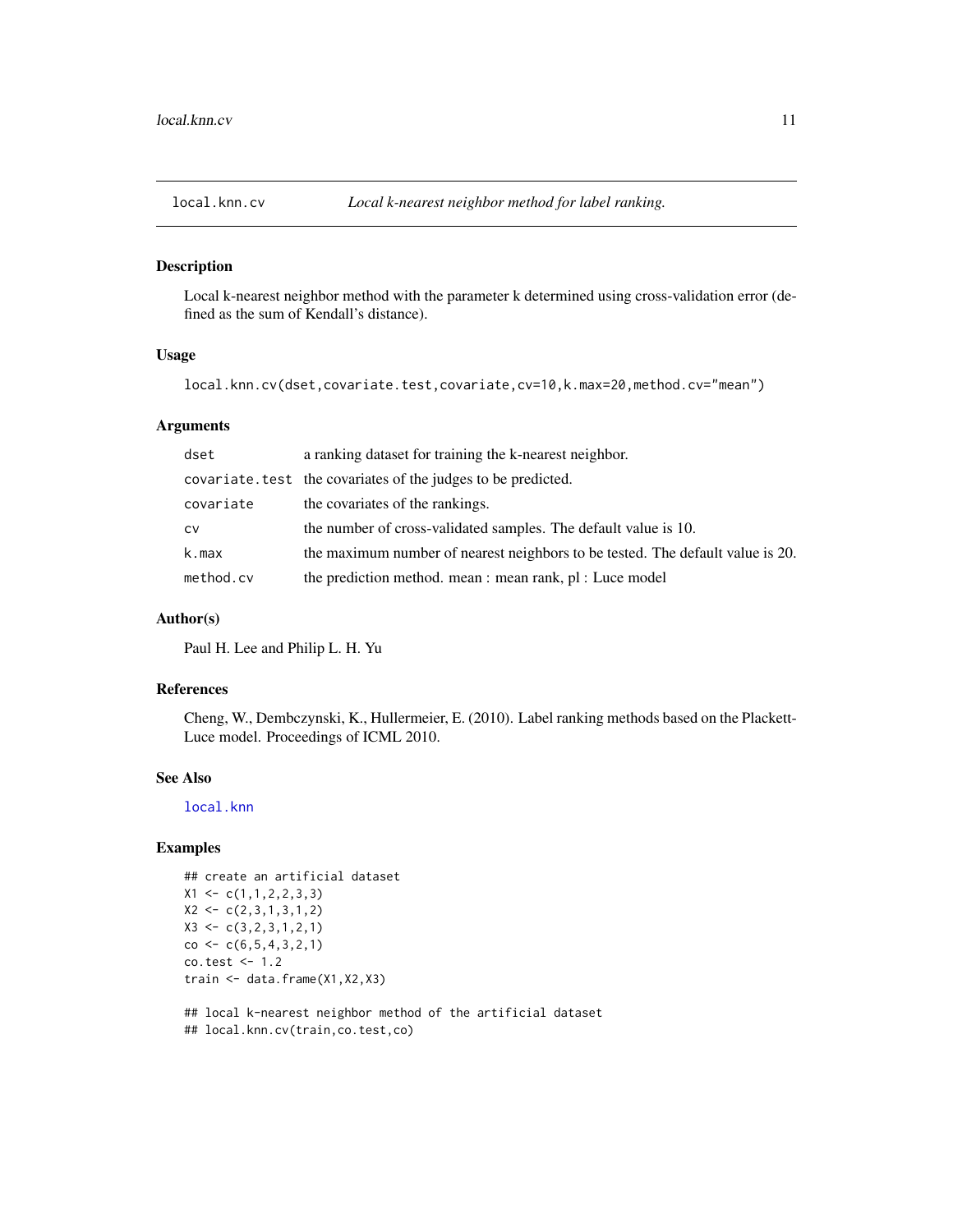local.knn.cv *Local k-nearest neighbor method for label ranking.*

## Description

Local k-nearest neighbor method with the parameter k determined using cross-validation error (defined as the sum of Kendall's distance).

## Usage

```
local.knn.cv(dset,covariate.test,covariate,cv=10,k.max=20,method.cv="mean")
```

## Arguments

| | |
|---|---|
| `dset` | a ranking dataset for training the k-nearest neighbor. |
| `covariate.test` | the covariates of the judges to be predicted. |
| `covariate` | the covariates of the rankings. |
| `cv` | the number of cross-validated samples. The default value is 10. |
| `k.max` | the maximum number of nearest neighbors to be tested. The default value is 20. |
| `method.cv` | the prediction method. mean : mean rank, pl : Luce model |

## Author(s)

Paul H. Lee and Philip L. H. Yu

## References

Cheng, W., Dembczynski, K., Hullermeier, E. (2010). Label ranking methods based on the Plackett-Luce model. Proceedings of ICML 2010.

## See Also

`local.knn`

## Examples

```
## create an artificial dataset
X1 <- c(1,1,2,2,3,3)
X2 <- c(2,3,1,3,1,2)
X3 <- c(3,2,3,1,2,1)
co <- c(6,5,4,3,2,1)
co.test <- 1.2
train <- data.frame(X1,X2,X3)

## local k-nearest neighbor method of the artificial dataset
## local.knn.cv(train,co.test,co)
```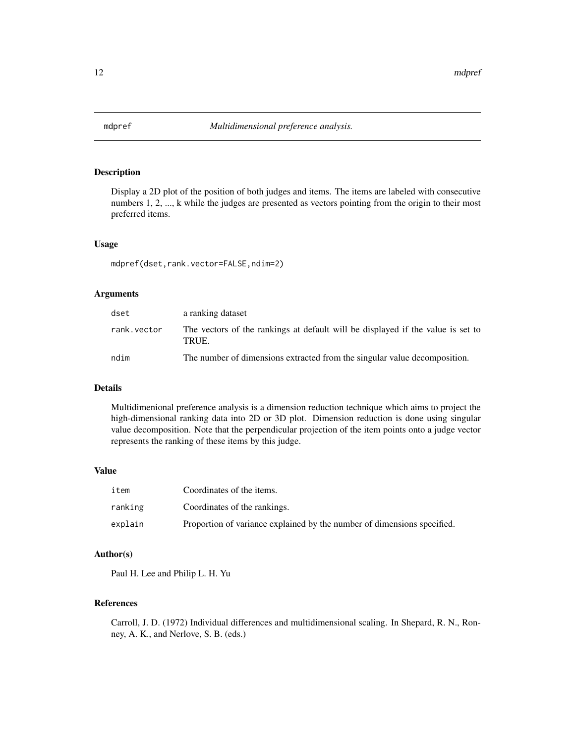# mdpref *Multidimensional preference analysis.*

## Description

Display a 2D plot of the position of both judges and items. The items are labeled with consecutive numbers 1, 2, ..., k while the judges are presented as vectors pointing from the origin to their most preferred items.

## Usage

```
mdpref(dset,rank.vector=FALSE,ndim=2)
```

## Arguments

| | |
|---|---|
| dset | a ranking dataset |
| rank.vector | The vectors of the rankings at default will be displayed if the value is set to TRUE. |
| ndim | The number of dimensions extracted from the singular value decomposition. |

## Details

Multidimenional preference analysis is a dimension reduction technique which aims to project the high-dimensional ranking data into 2D or 3D plot. Dimension reduction is done using singular value decomposition. Note that the perpendicular projection of the item points onto a judge vector represents the ranking of these items by this judge.

## Value

| | |
|---|---|
| item | Coordinates of the items. |
| ranking | Coordinates of the rankings. |
| explain | Proportion of variance explained by the number of dimensions specified. |

## Author(s)

Paul H. Lee and Philip L. H. Yu

## References

Carroll, J. D. (1972) Individual differences and multidimensional scaling. In Shepard, R. N., Ronney, A. K., and Nerlove, S. B. (eds.)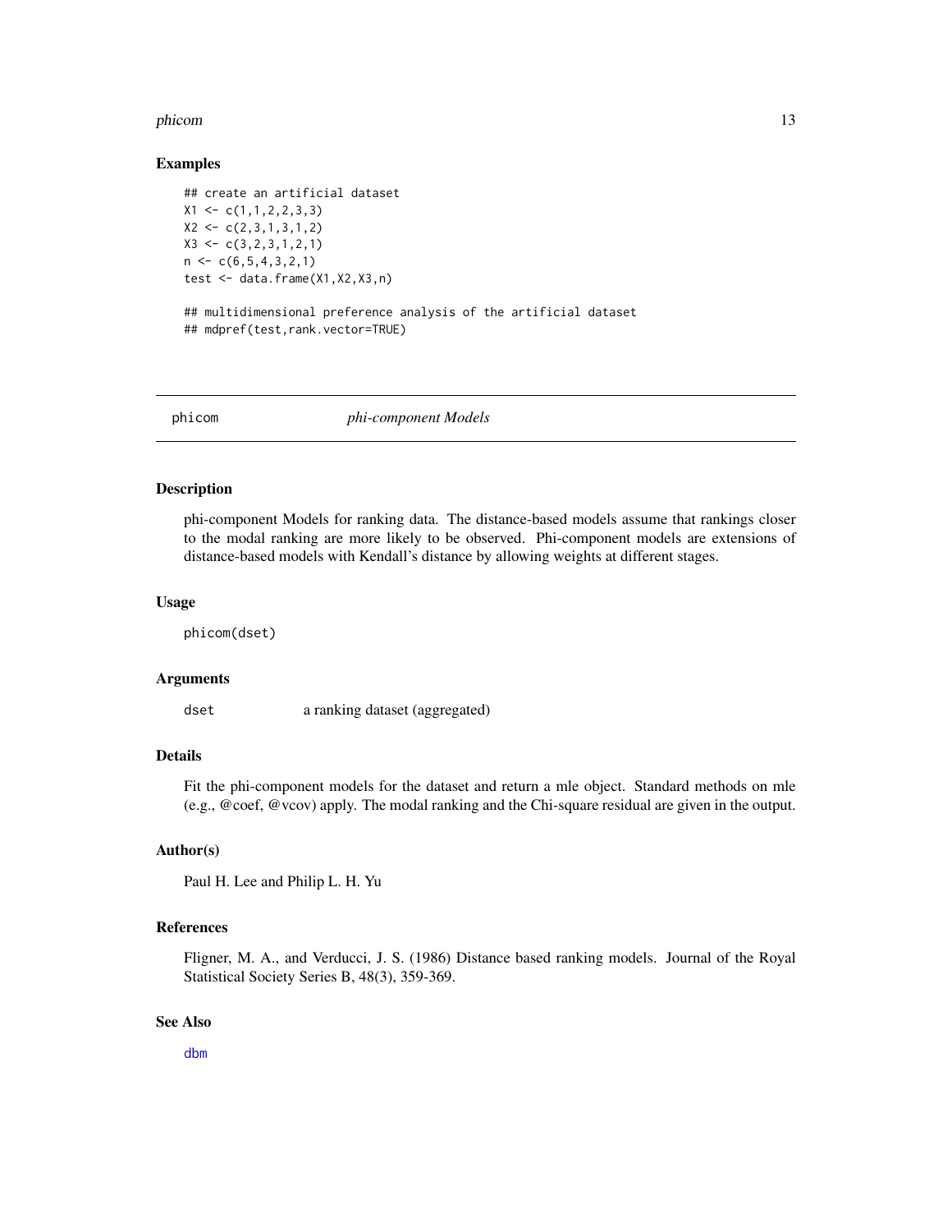## Examples

```
## create an artificial dataset
X1 <- c(1,1,2,2,3,3)
X2 <- c(2,3,1,3,1,2)
X3 <- c(3,2,3,1,2,1)
n <- c(6,5,4,3,2,1)
test <- data.frame(X1,X2,X3,n)

## multidimensional preference analysis of the artificial dataset
## mdpref(test,rank.vector=TRUE)
```

---

# phicom — *phi-component Models*

---

## Description

phi-component Models for ranking data. The distance-based models assume that rankings closer to the modal ranking are more likely to be observed. Phi-component models are extensions of distance-based models with Kendall's distance by allowing weights at different stages.

## Usage

```
phicom(dset)
```

## Arguments

| | |
|---|---|
| `dset` | a ranking dataset (aggregated) |

## Details

Fit the phi-component models for the dataset and return a mle object. Standard methods on mle (e.g., @coef, @vcov) apply. The modal ranking and the Chi-square residual are given in the output.

## Author(s)

Paul H. Lee and Philip L. H. Yu

## References

Fligner, M. A., and Verducci, J. S. (1986) Distance based ranking models. Journal of the Royal Statistical Society Series B, 48(3), 359-369.

## See Also

`dbm`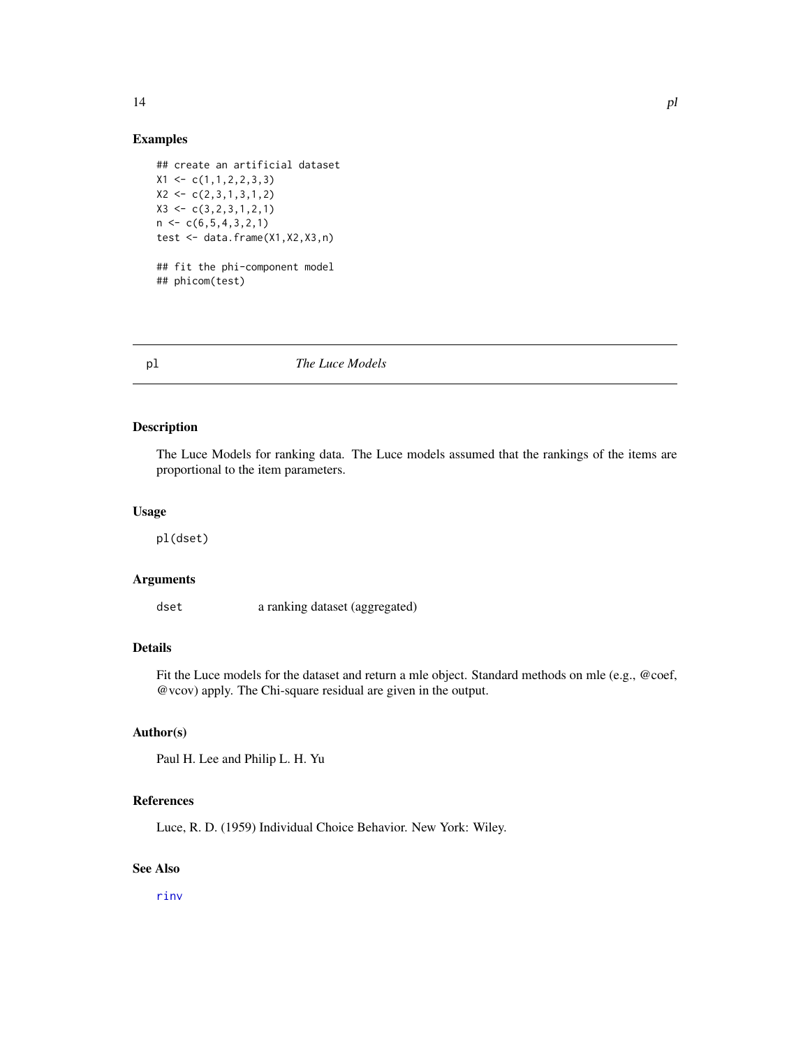## Examples

```
## create an artificial dataset
X1 <- c(1,1,2,2,3,3)
X2 <- c(2,3,1,3,1,2)
X3 <- c(3,2,3,1,2,1)
n <- c(6,5,4,3,2,1)
test <- data.frame(X1,X2,X3,n)

## fit the phi-component model
## phicom(test)
```

---

# pl — *The Luce Models*

---

## Description

The Luce Models for ranking data. The Luce models assumed that the rankings of the items are proportional to the item parameters.

## Usage

```
pl(dset)
```

## Arguments

| | |
|---|---|
| `dset` | a ranking dataset (aggregated) |

## Details

Fit the Luce models for the dataset and return a mle object. Standard methods on mle (e.g., @coef, @vcov) apply. The Chi-square residual are given in the output.

## Author(s)

Paul H. Lee and Philip L. H. Yu

## References

Luce, R. D. (1959) Individual Choice Behavior. New York: Wiley.

## See Also

rinv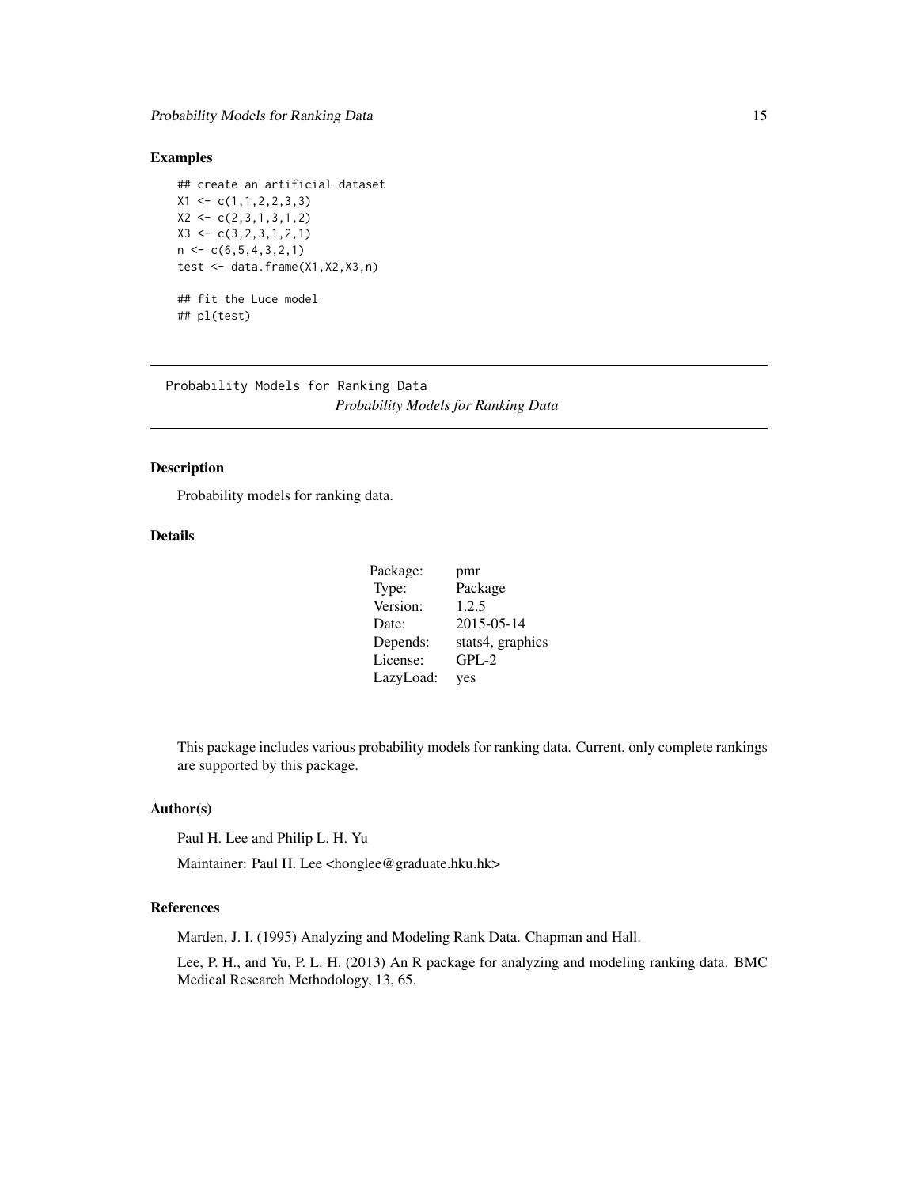## Examples

```
## create an artificial dataset
X1 <- c(1,1,2,2,3,3)
X2 <- c(2,3,1,3,1,2)
X3 <- c(3,2,3,1,2,1)
n <- c(6,5,4,3,2,1)
test <- data.frame(X1,X2,X3,n)

## fit the Luce model
## pl(test)
```

---

Probability Models for Ranking Data
*Probability Models for Ranking Data*

---

## Description

Probability models for ranking data.

## Details

| | |
|---|---|
| Package: | pmr |
| Type: | Package |
| Version: | 1.2.5 |
| Date: | 2015-05-14 |
| Depends: | stats4, graphics |
| License: | GPL-2 |
| LazyLoad: | yes |

This package includes various probability models for ranking data. Current, only complete rankings are supported by this package.

## Author(s)

Paul H. Lee and Philip L. H. Yu

Maintainer: Paul H. Lee <honglee@graduate.hku.hk>

## References

Marden, J. I. (1995) Analyzing and Modeling Rank Data. Chapman and Hall.

Lee, P. H., and Yu, P. L. H. (2013) An R package for analyzing and modeling ranking data. BMC Medical Research Methodology, 13, 65.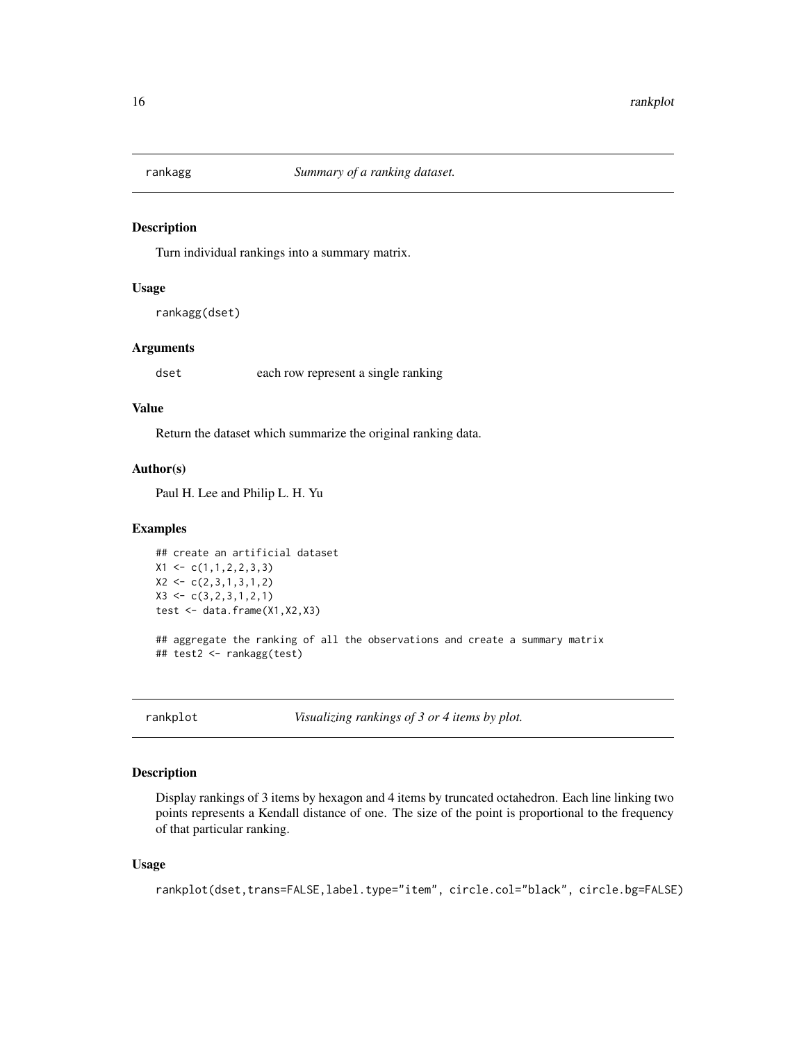## rankagg — *Summary of a ranking dataset.*

### Description

Turn individual rankings into a summary matrix.

### Usage

```
rankagg(dset)
```

### Arguments

| | |
|---|---|
| dset | each row represent a single ranking |

### Value

Return the dataset which summarize the original ranking data.

### Author(s)

Paul H. Lee and Philip L. H. Yu

### Examples

```
## create an artificial dataset
X1 <- c(1,1,2,2,3,3)
X2 <- c(2,3,1,3,1,2)
X3 <- c(3,2,3,1,2,1)
test <- data.frame(X1,X2,X3)

## aggregate the ranking of all the observations and create a summary matrix
## test2 <- rankagg(test)
```

## rankplot — *Visualizing rankings of 3 or 4 items by plot.*

### Description

Display rankings of 3 items by hexagon and 4 items by truncated octahedron. Each line linking two points represents a Kendall distance of one. The size of the point is proportional to the frequency of that particular ranking.

### Usage

```
rankplot(dset,trans=FALSE,label.type="item", circle.col="black", circle.bg=FALSE)
```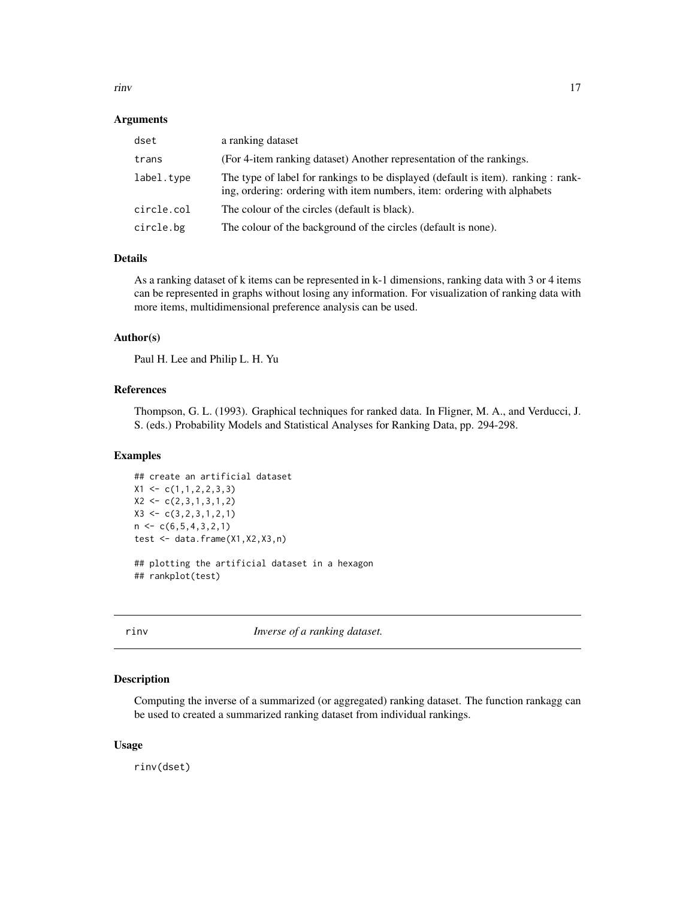### Arguments

| | |
|---|---|
| dset | a ranking dataset |
| trans | (For 4-item ranking dataset) Another representation of the rankings. |
| label.type | The type of label for rankings to be displayed (default is item). ranking : ranking, ordering: ordering with item numbers, item: ordering with alphabets |
| circle.col | The colour of the circles (default is black). |
| circle.bg | The colour of the background of the circles (default is none). |

### Details

As a ranking dataset of k items can be represented in k-1 dimensions, ranking data with 3 or 4 items can be represented in graphs without losing any information. For visualization of ranking data with more items, multidimensional preference analysis can be used.

### Author(s)

Paul H. Lee and Philip L. H. Yu

### References

Thompson, G. L. (1993). Graphical techniques for ranked data. In Fligner, M. A., and Verducci, J. S. (eds.) Probability Models and Statistical Analyses for Ranking Data, pp. 294-298.

### Examples

```
## create an artificial dataset
X1 <- c(1,1,2,2,3,3)
X2 <- c(2,3,1,3,1,2)
X3 <- c(3,2,3,1,2,1)
n <- c(6,5,4,3,2,1)
test <- data.frame(X1,X2,X3,n)

## plotting the artificial dataset in a hexagon
## rankplot(test)
```

---

## rinv — *Inverse of a ranking dataset.*

### Description

Computing the inverse of a summarized (or aggregated) ranking dataset. The function rankagg can be used to created a summarized ranking dataset from individual rankings.

### Usage

```
rinv(dset)
```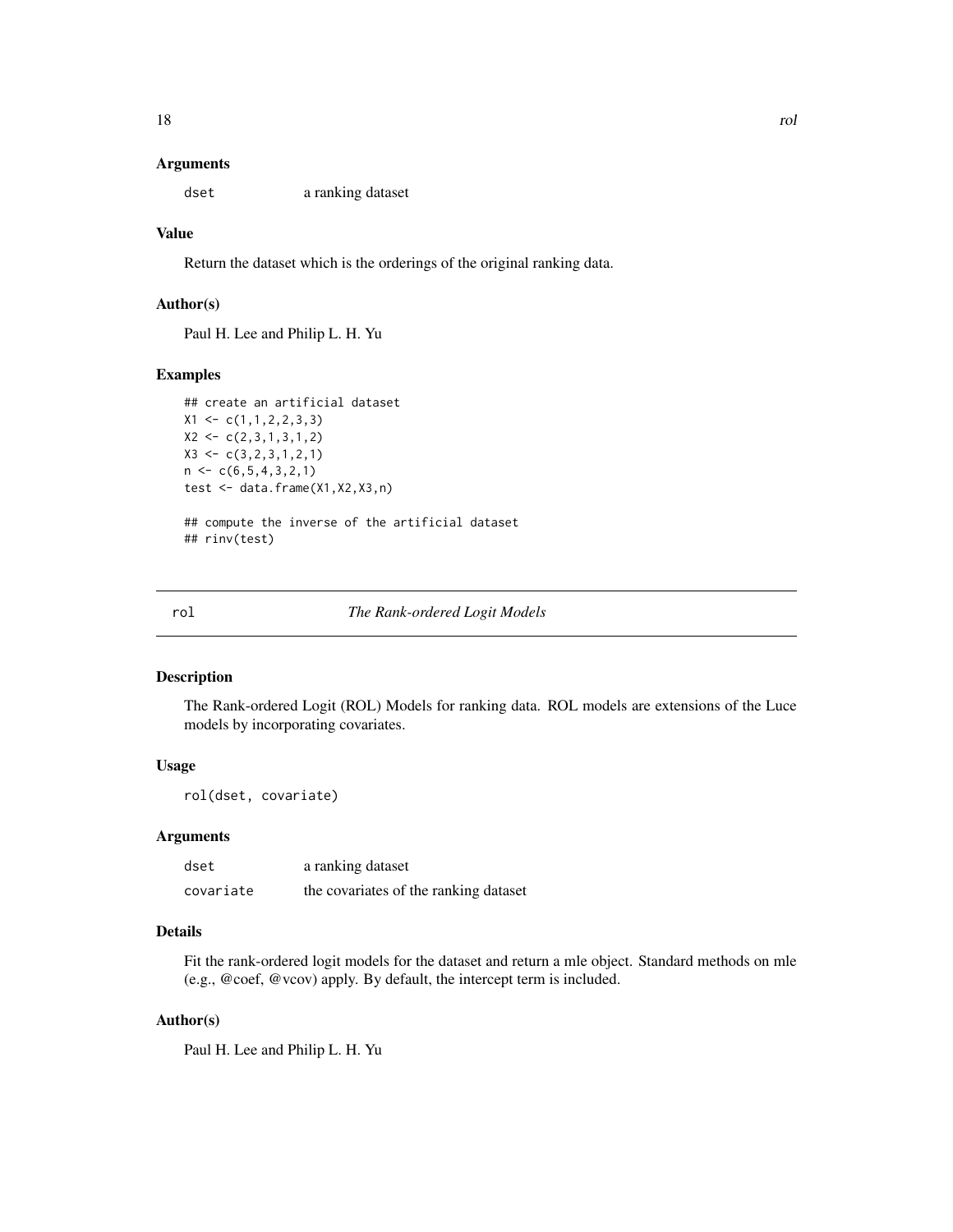### Arguments

| | |
|---|---|
| dset | a ranking dataset |

### Value

Return the dataset which is the orderings of the original ranking data.

### Author(s)

Paul H. Lee and Philip L. H. Yu

### Examples

```
## create an artificial dataset
X1 <- c(1,1,2,2,3,3)
X2 <- c(2,3,1,3,1,2)
X3 <- c(3,2,3,1,2,1)
n <- c(6,5,4,3,2,1)
test <- data.frame(X1,X2,X3,n)

## compute the inverse of the artificial dataset
## rinv(test)
```

---

## rol — *The Rank-ordered Logit Models*

---

### Description

The Rank-ordered Logit (ROL) Models for ranking data. ROL models are extensions of the Luce models by incorporating covariates.

### Usage

```
rol(dset, covariate)
```

### Arguments

| | |
|---|---|
| dset | a ranking dataset |
| covariate | the covariates of the ranking dataset |

### Details

Fit the rank-ordered logit models for the dataset and return a mle object. Standard methods on mle (e.g., @coef, @vcov) apply. By default, the intercept term is included.

### Author(s)

Paul H. Lee and Philip L. H. Yu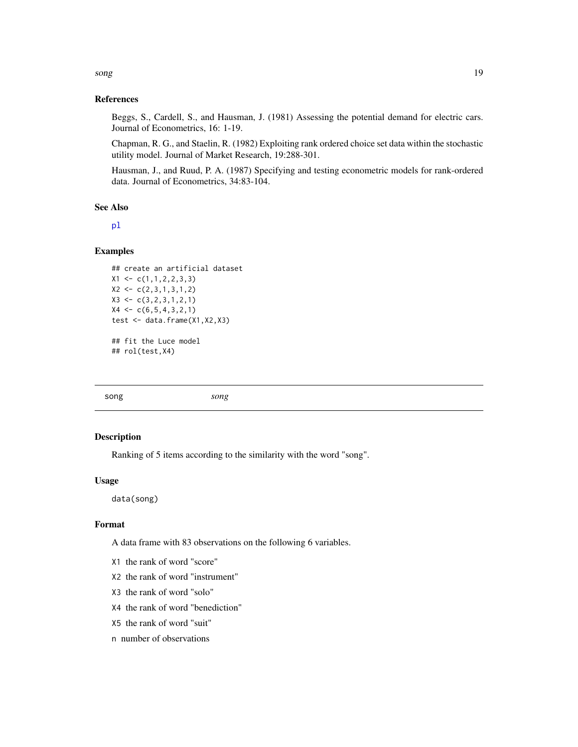### References

Beggs, S., Cardell, S., and Hausman, J. (1981) Assessing the potential demand for electric cars. Journal of Econometrics, 16: 1-19.

Chapman, R. G., and Staelin, R. (1982) Exploiting rank ordered choice set data within the stochastic utility model. Journal of Market Research, 19:288-301.

Hausman, J., and Ruud, P. A. (1987) Specifying and testing econometric models for rank-ordered data. Journal of Econometrics, 34:83-104.

### See Also

pl

### Examples

```
## create an artificial dataset
X1 <- c(1,1,2,2,3,3)
X2 <- c(2,3,1,3,1,2)
X3 <- c(3,2,3,1,2,1)
X4 <- c(6,5,4,3,2,1)
test <- data.frame(X1,X2,X3)

## fit the Luce model
## rol(test,X4)
```

---

## song &nbsp;&nbsp;&nbsp;&nbsp; *song*

---

### Description

Ranking of 5 items according to the similarity with the word "song".

### Usage

```
data(song)
```

### Format

A data frame with 83 observations on the following 6 variables.

- `X1` the rank of word "score"
- `X2` the rank of word "instrument"
- `X3` the rank of word "solo"
- `X4` the rank of word "benediction"
- `X5` the rank of word "suit"
- `n` number of observations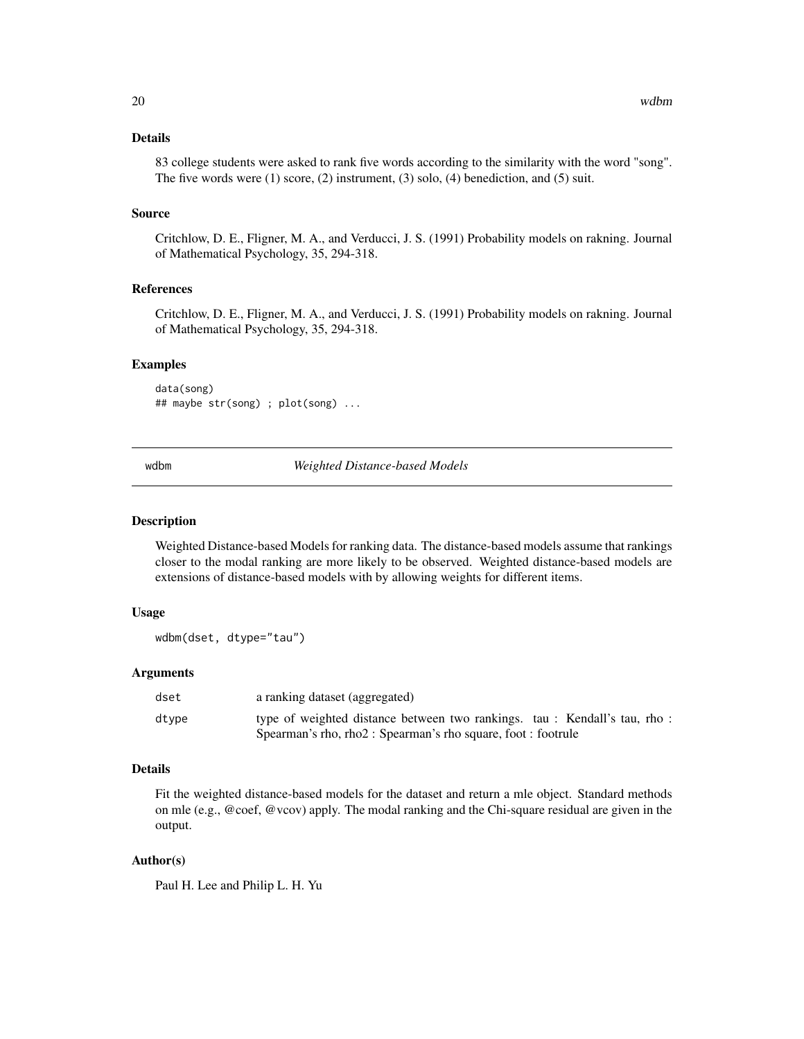### Details

83 college students were asked to rank five words according to the similarity with the word "song". The five words were (1) score, (2) instrument, (3) solo, (4) benediction, and (5) suit.

### Source

Critchlow, D. E., Fligner, M. A., and Verducci, J. S. (1991) Probability models on rakning. Journal of Mathematical Psychology, 35, 294-318.

### References

Critchlow, D. E., Fligner, M. A., and Verducci, J. S. (1991) Probability models on rakning. Journal of Mathematical Psychology, 35, 294-318.

### Examples

```
data(song)
## maybe str(song) ; plot(song) ...
```

---

## wdbm — *Weighted Distance-based Models*

### Description

Weighted Distance-based Models for ranking data. The distance-based models assume that rankings closer to the modal ranking are more likely to be observed. Weighted distance-based models are extensions of distance-based models with by allowing weights for different items.

### Usage

```
wdbm(dset, dtype="tau")
```

### Arguments

| | |
|---|---|
| dset | a ranking dataset (aggregated) |
| dtype | type of weighted distance between two rankings. tau : Kendall's tau, rho : Spearman's rho, rho2 : Spearman's rho square, foot : footrule |

### Details

Fit the weighted distance-based models for the dataset and return a mle object. Standard methods on mle (e.g., @coef, @vcov) apply. The modal ranking and the Chi-square residual are given in the output.

### Author(s)

Paul H. Lee and Philip L. H. Yu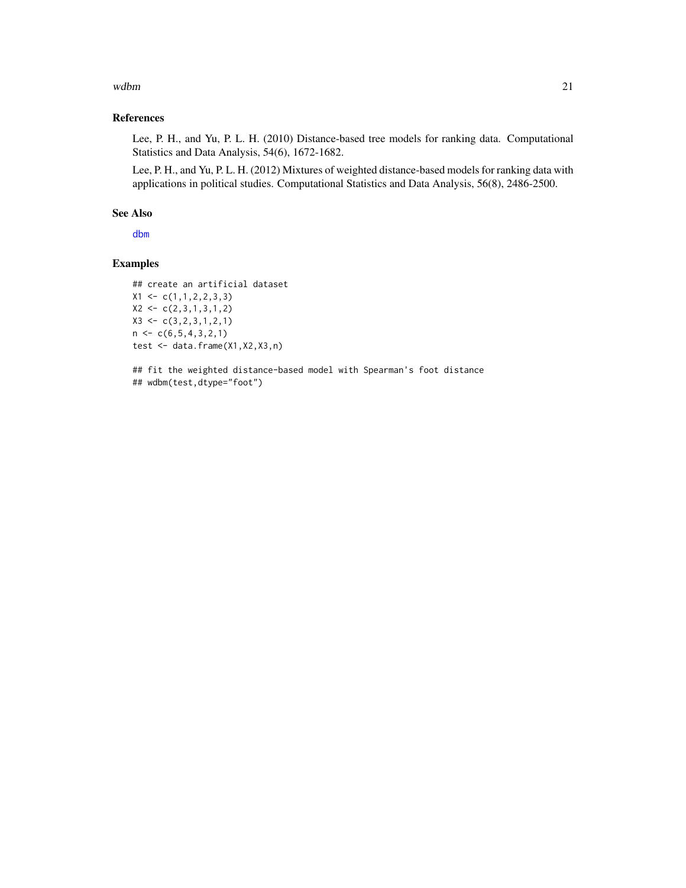## References

Lee, P. H., and Yu, P. L. H. (2010) Distance-based tree models for ranking data. Computational Statistics and Data Analysis, 54(6), 1672-1682.

Lee, P. H., and Yu, P. L. H. (2012) Mixtures of weighted distance-based models for ranking data with applications in political studies. Computational Statistics and Data Analysis, 56(8), 2486-2500.

## See Also

dbm

## Examples

```
## create an artificial dataset
X1 <- c(1,1,2,2,3,3)
X2 <- c(2,3,1,3,1,2)
X3 <- c(3,2,3,1,2,1)
n <- c(6,5,4,3,2,1)
test <- data.frame(X1,X2,X3,n)

## fit the weighted distance-based model with Spearman's foot distance
## wdbm(test,dtype="foot")
```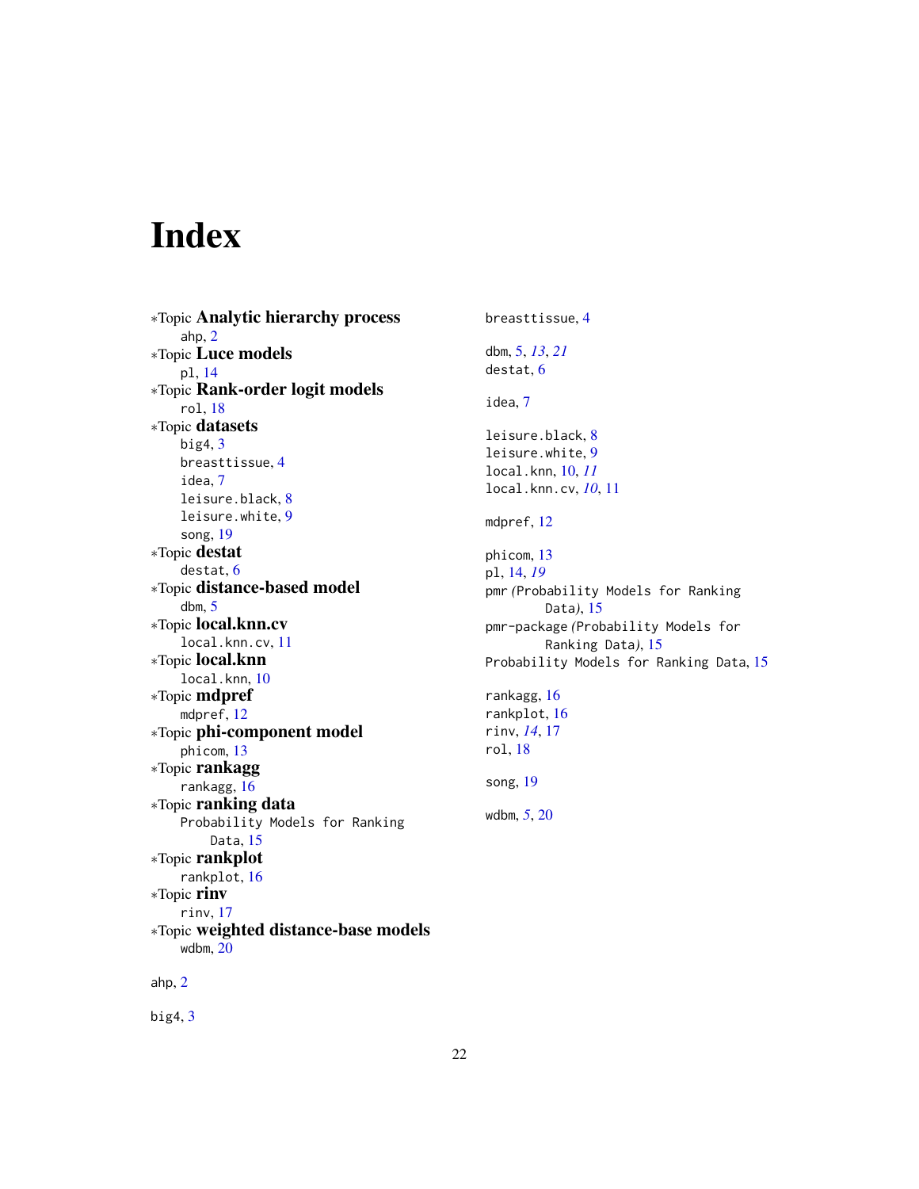# Index

∗Topic **Analytic hierarchy process**
  ahp, 2
∗Topic **Luce models**
  pl, 14
∗Topic **Rank-order logit models**
  rol, 18
∗Topic **datasets**
  big4, 3
  breasttissue, 4
  idea, 7
  leisure.black, 8
  leisure.white, 9
  song, 19
∗Topic **destat**
  destat, 6
∗Topic **distance-based model**
  dbm, 5
∗Topic **local.knn.cv**
  local.knn.cv, 11
∗Topic **local.knn**
  local.knn, 10
∗Topic **mdpref**
  mdpref, 12
∗Topic **phi-component model**
  phicom, 13
∗Topic **rankagg**
  rankagg, 16
∗Topic **ranking data**
  Probability Models for Ranking Data, 15
∗Topic **rankplot**
  rankplot, 16
∗Topic **rinv**
  rinv, 17
∗Topic **weighted distance-base models**
  wdbm, 20

ahp, 2

big4, 3
breasttissue, 4

dbm, 5, *13*, *21*
destat, 6

idea, 7

leisure.black, 8
leisure.white, 9
local.knn, 10, *11*
local.knn.cv, *10*, 11

mdpref, 12

phicom, 13
pl, 14, *19*
pmr *(*Probability Models for Ranking Data*)*, 15
pmr-package *(*Probability Models for Ranking Data*)*, 15
Probability Models for Ranking Data, 15

rankagg, 16
rankplot, 16
rinv, *14*, 17
rol, 18

song, 19

wdbm, *5*, 20